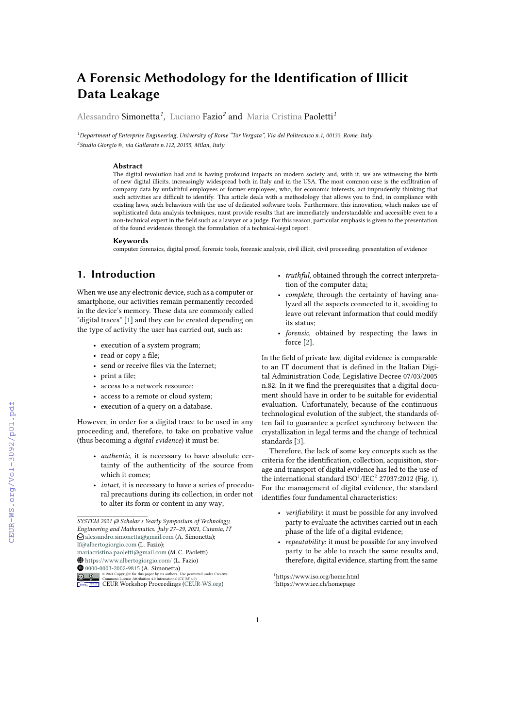# A Forensic Methodology for the Identification of Illicit Data Leakage

Alessandro Simonetta[1], Luciano Fazio[2] and Maria Cristina Paoletti[1]

[1]Department of Enterprise Engineering, University of Rome "Tor Vergata", Via del Politecnico n.1, 00133, Rome, Italy
[2]Studio Giorgio ®, via Gallarate n.112, 20155, Milan, Italy

### Abstract

The digital revolution had and is having profound impacts on modern society and, with it, we are witnessing the birth of new digital illicits, increasingly widespread both in Italy and in the USA. The most common case is the exfiltration of company data by unfaithful employees or former employees, who, for economic interests, act imprudently thinking that such activities are difficult to identify. This article deals with a methodology that allows you to find, in compliance with existing laws, such behaviors with the use of dedicated software tools. Furthermore, this innovation, which makes use of sophisticated data analysis techniques, must provide results that are immediately understandable and accessible even to a non-technical expert in the field such as a lawyer or a judge. For this reason, particular emphasis is given to the presentation of the found evidences through the formulation of a technical-legal report.

### Keywords

computer forensics, digital proof, forensic tools, forensic analysis, civil illicit, civil proceeding, presentation of evidence

## 1. Introduction

When we use any electronic device, such as a computer or smartphone, our activities remain permanently recorded in the device's memory. These data are commonly called "digital traces" [1] and they can be created depending on the type of activity the user has carried out, such as:

- execution of a system program;
- read or copy a file;
- send or receive files via the Internet;
- print a file;
- access to a network resource;
- access to a remote or cloud system;
- execution of a query on a database.

However, in order for a digital trace to be used in any proceeding and, therefore, to take on probative value (thus becoming a *digital evidence*) it must be:

- *authentic*, it is necessary to have absolute certainty of the authenticity of the source from which it comes;
- *intact*, it is necessary to have a series of procedural precautions during its collection, in order not to alter its form or content in any way;
- *truthful*, obtained through the correct interpretation of the computer data;
- *complete*, through the certainty of having analyzed all the aspects connected to it, avoiding to leave out relevant information that could modify its status;
- *forensic*, obtained by respecting the laws in force [2].

In the field of private law, digital evidence is comparable to an IT document that is defined in the Italian Digital Administration Code, Legislative Decree 07/03/2005 n.82. In it we find the prerequisites that a digital document should have in order to be suitable for evidential evaluation. Unfortunately, because of the continuous technological evolution of the subject, the standards often fail to guarantee a perfect synchrony between the crystallization in legal terms and the change of technical standards [3].

Therefore, the lack of some key concepts such as the criteria for the identification, collection, acquisition, storage and transport of digital evidence has led to the use of the international standard ISO[1]/IEC[2] 27037:2012 (Fig. 1). For the management of digital evidence, the standard identifies four fundamental characteristics:

- *verifiability*: it must be possible for any involved party to evaluate the activities carried out in each phase of the life of a digital evidence;
- *repeatability*: it must be possible for any involved party to be able to reach the same results and, therefore, digital evidence, starting from the same

SYSTEM 2021 @ Scholar's Yearly Symposium of Technology, Engineering and Mathematics. July 27–29, 2021, Catania, IT
alessandro.simonetta@gmail.com (A. Simonetta); lf@albertogiorgio.com (L. Fazio); mariacristina.paoletti@gmail.com (M. C. Paoletti)
https://www.albertogiorgio.com/ (L. Fazio)
0000-0003-2002-9815 (A. Simonetta)
© 2021 Copyright for this paper by its authors. Use permitted under Creative Commons License Attribution 4.0 International (CC BY 4.0).
CEUR Workshop Proceedings (CEUR-WS.org)

[1]https://www.iso.org/home.html
[2]https://www.iec.ch/homepage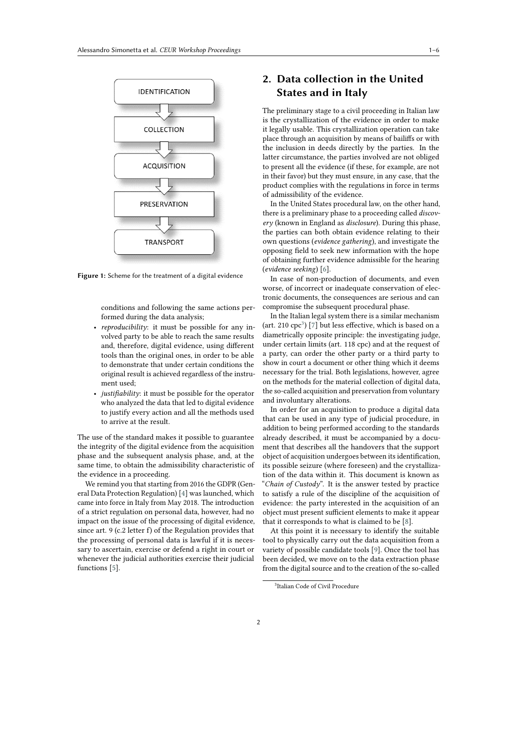IDENTIFICATION

COLLECTION

ACQUISITION

PRESERVATION

TRANSPORT

**Figure 1:** Scheme for the treatment of a digital evidence

conditions and following the same actions performed during the data analysis;

- *reproducibility*: it must be possible for any involved party to be able to reach the same results and, therefore, digital evidence, using different tools than the original ones, in order to be able to demonstrate that under certain conditions the original result is achieved regardless of the instrument used;
- *justifiability*: it must be possible for the operator who analyzed the data that led to digital evidence to justify every action and all the methods used to arrive at the result.

The use of the standard makes it possible to guarantee the integrity of the digital evidence from the acquisition phase and the subsequent analysis phase, and, at the same time, to obtain the admissibility characteristic of the evidence in a proceeding.

We remind you that starting from 2016 the GDPR (General Data Protection Regulation) [4] was launched, which came into force in Italy from May 2018. The introduction of a strict regulation on personal data, however, had no impact on the issue of the processing of digital evidence, since art. 9 (c.2 letter f) of the Regulation provides that the processing of personal data is lawful if it is necessary to ascertain, exercise or defend a right in court or whenever the judicial authorities exercise their judicial functions [5].

## 2. Data collection in the United States and in Italy

The preliminary stage to a civil proceeding in Italian law is the crystallization of the evidence in order to make it legally usable. This crystallization operation can take place through an acquisition by means of bailiffs or with the inclusion in deeds directly by the parties. In the latter circumstance, the parties involved are not obliged to present all the evidence (if these, for example, are not in their favor) but they must ensure, in any case, that the product complies with the regulations in force in terms of admissibility of the evidence.

In the United States procedural law, on the other hand, there is a preliminary phase to a proceeding called *discovery* (known in England as *disclosure*). During this phase, the parties can both obtain evidence relating to their own questions (*evidence gathering*), and investigate the opposing field to seek new information with the hope of obtaining further evidence admissible for the hearing (*evidence seeking*) [6].

In case of non-production of documents, and even worse, of incorrect or inadequate conservation of electronic documents, the consequences are serious and can compromise the subsequent procedural phase.

In the Italian legal system there is a similar mechanism (art. 210 cpc[3]) [7] but less effective, which is based on a diametrically opposite principle: the investigating judge, under certain limits (art. 118 cpc) and at the request of a party, can order the other party or a third party to show in court a document or other thing which it deems necessary for the trial. Both legislations, however, agree on the methods for the material collection of digital data, the so-called acquisition and preservation from voluntary and involuntary alterations.

In order for an acquisition to produce a digital data that can be used in any type of judicial procedure, in addition to being performed according to the standards already described, it must be accompanied by a document that describes all the handovers that the support object of acquisition undergoes between its identification, its possible seizure (where foreseen) and the crystallization of the data within it. This document is known as "*Chain of Custody*". It is the answer tested by practice to satisfy a rule of the discipline of the acquisition of evidence: the party interested in the acquisition of an object must present sufficient elements to make it appear that it corresponds to what is claimed to be [8].

At this point it is necessary to identify the suitable tool to physically carry out the data acquisition from a variety of possible candidate tools [9]. Once the tool has been decided, we move on to the data extraction phase from the digital source and to the creation of the so-called

[3] Italian Code of Civil Procedure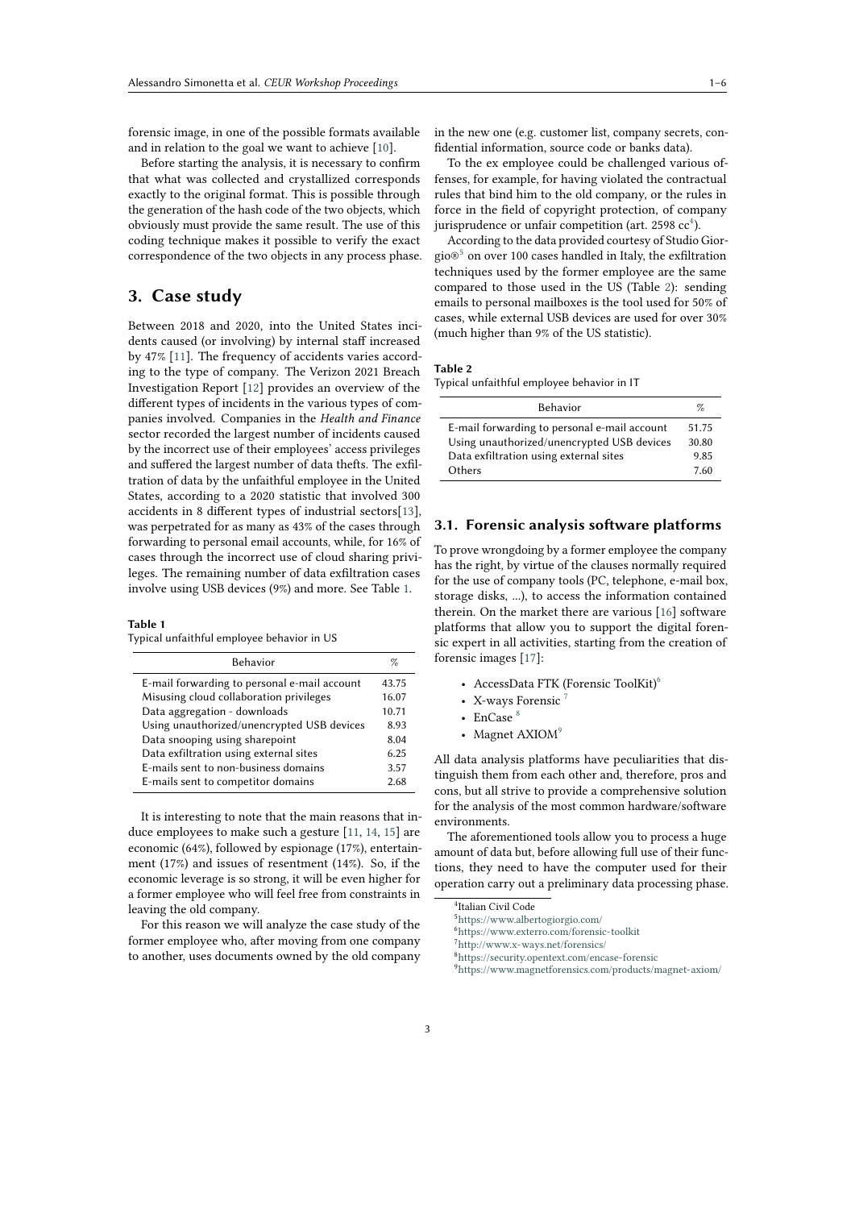forensic image, in one of the possible formats available and in relation to the goal we want to achieve [10].

Before starting the analysis, it is necessary to confirm that what was collected and crystallized corresponds exactly to the original format. This is possible through the generation of the hash code of the two objects, which obviously must provide the same result. The use of this coding technique makes it possible to verify the exact correspondence of the two objects in any process phase.

## 3. Case study

Between 2018 and 2020, into the United States incidents caused (or involving) by internal staff increased by 47% [11]. The frequency of accidents varies according to the type of company. The Verizon 2021 Breach Investigation Report [12] provides an overview of the different types of incidents in the various types of companies involved. Companies in the *Health and Finance* sector recorded the largest number of incidents caused by the incorrect use of their employees' access privileges and suffered the largest number of data thefts. The exfiltration of data by the unfaithful employee in the United States, according to a 2020 statistic that involved 300 accidents in 8 different types of industrial sectors[13], was perpetrated for as many as 43% of the cases through forwarding to personal email accounts, while, for 16% of cases through the incorrect use of cloud sharing privileges. The remaining number of data exfiltration cases involve using USB devices (9%) and more. See Table 1.

**Table 1**
Typical unfaithful employee behavior in US

| Behavior | % |
|---|---|
| E-mail forwarding to personal e-mail account | 43.75 |
| Misusing cloud collaboration privileges | 16.07 |
| Data aggregation - downloads | 10.71 |
| Using unauthorized/unencrypted USB devices | 8.93 |
| Data snooping using sharepoint | 8.04 |
| Data exfiltration using external sites | 6.25 |
| E-mails sent to non-business domains | 3.57 |
| E-mails sent to competitor domains | 2.68 |

It is interesting to note that the main reasons that induce employees to make such a gesture [11, 14, 15] are economic (64%), followed by espionage (17%), entertainment (17%) and issues of resentment (14%). So, if the economic leverage is so strong, it will be even higher for a former employee who will feel free from constraints in leaving the old company.

For this reason we will analyze the case study of the former employee who, after moving from one company to another, uses documents owned by the old company in the new one (e.g. customer list, company secrets, confidential information, source code or banks data).

To the ex employee could be challenged various offenses, for example, for having violated the contractual rules that bind him to the old company, or the rules in force in the field of copyright protection, of company jurisprudence or unfair competition (art. 2598 cc[4]).

According to the data provided courtesy of Studio Giorgio®[5] on over 100 cases handled in Italy, the exfiltration techniques used by the former employee are the same compared to those used in the US (Table 2): sending emails to personal mailboxes is the tool used for 50% of cases, while external USB devices are used for over 30% (much higher than 9% of the US statistic).

**Table 2**
Typical unfaithful employee behavior in IT

| Behavior | % |
|---|---|
| E-mail forwarding to personal e-mail account | 51.75 |
| Using unauthorized/unencrypted USB devices | 30.80 |
| Data exfiltration using external sites | 9.85 |
| Others | 7.60 |

### 3.1. Forensic analysis software platforms

To prove wrongdoing by a former employee the company has the right, by virtue of the clauses normally required for the use of company tools (PC, telephone, e-mail box, storage disks, ...), to access the information contained therein. On the market there are various [16] software platforms that allow you to support the digital forensic expert in all activities, starting from the creation of forensic images [17]:

- AccessData FTK (Forensic ToolKit)[6]
- X-ways Forensic [7]
- EnCase [8]
- Magnet AXIOM[9]

All data analysis platforms have peculiarities that distinguish them from each other and, therefore, pros and cons, but all strive to provide a comprehensive solution for the analysis of the most common hardware/software environments.

The aforementioned tools allow you to process a huge amount of data but, before allowing full use of their functions, they need to have the computer used for their operation carry out a preliminary data processing phase.

[4] Italian Civil Code
[5] https://www.albertogiorgio.com/
[6] https://www.exterro.com/forensic-toolkit
[7] http://www.x-ways.net/forensics/
[8] https://security.opentext.com/encase-forensic
[9] https://www.magnetforensics.com/products/magnet-axiom/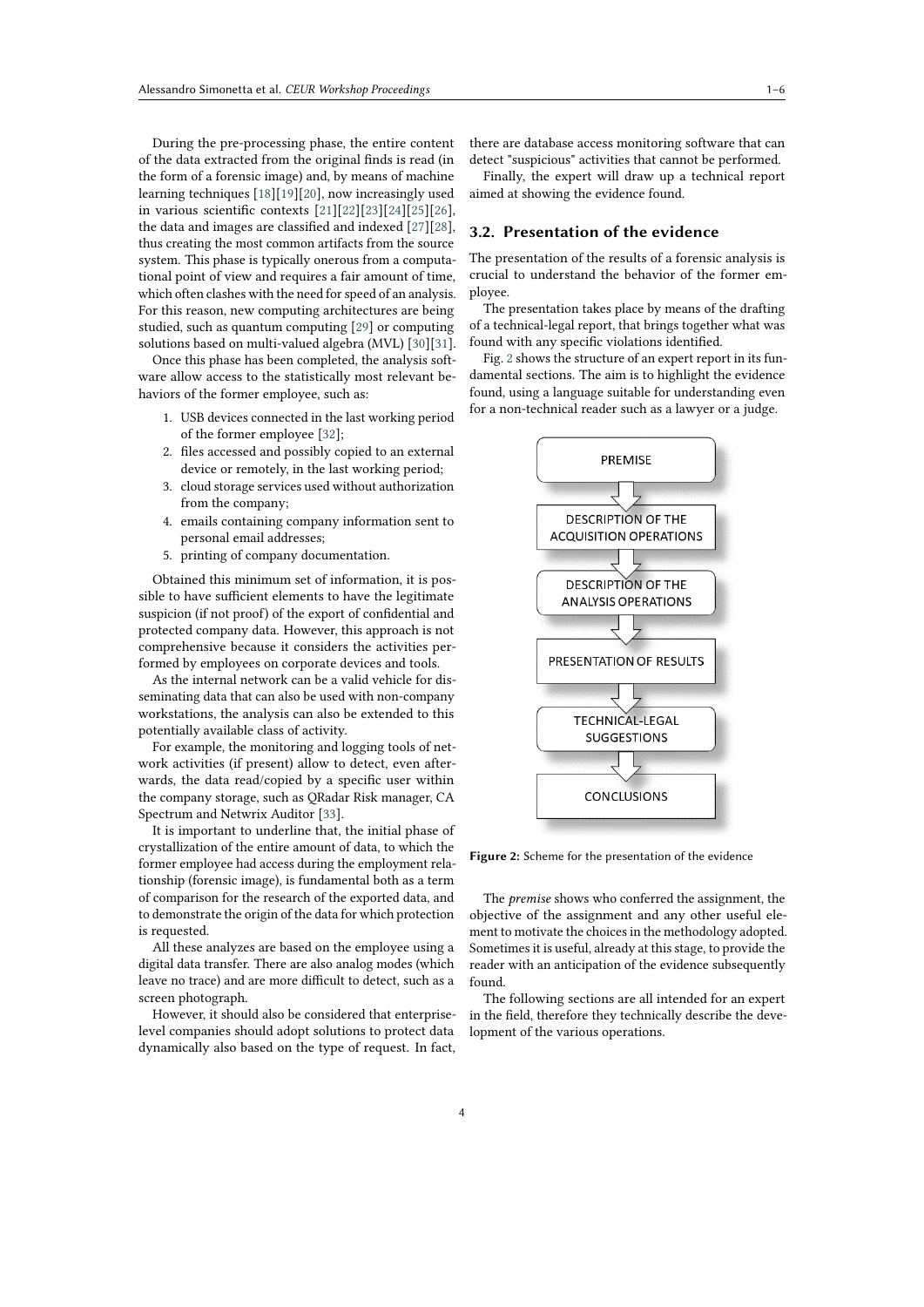During the pre-processing phase, the entire content of the data extracted from the original finds is read (in the form of a forensic image) and, by means of machine learning techniques [18][19][20], now increasingly used in various scientific contexts [21][22][23][24][25][26], the data and images are classified and indexed [27][28], thus creating the most common artifacts from the source system. This phase is typically onerous from a computational point of view and requires a fair amount of time, which often clashes with the need for speed of an analysis. For this reason, new computing architectures are being studied, such as quantum computing [29] or computing solutions based on multi-valued algebra (MVL) [30][31].

Once this phase has been completed, the analysis software allow access to the statistically most relevant behaviors of the former employee, such as:

1. USB devices connected in the last working period of the former employee [32];
2. files accessed and possibly copied to an external device or remotely, in the last working period;
3. cloud storage services used without authorization from the company;
4. emails containing company information sent to personal email addresses;
5. printing of company documentation.

Obtained this minimum set of information, it is possible to have sufficient elements to have the legitimate suspicion (if not proof) of the export of confidential and protected company data. However, this approach is not comprehensive because it considers the activities performed by employees on corporate devices and tools.

As the internal network can be a valid vehicle for disseminating data that can also be used with non-company workstations, the analysis can also be extended to this potentially available class of activity.

For example, the monitoring and logging tools of network activities (if present) allow to detect, even afterwards, the data read/copied by a specific user within the company storage, such as QRadar Risk manager, CA Spectrum and Netwrix Auditor [33].

It is important to underline that, the initial phase of crystallization of the entire amount of data, to which the former employee had access during the employment relationship (forensic image), is fundamental both as a term of comparison for the research of the exported data, and to demonstrate the origin of the data for which protection is requested.

All these analyzes are based on the employee using a digital data transfer. There are also analog modes (which leave no trace) and are more difficult to detect, such as a screen photograph.

However, it should also be considered that enterprise-level companies should adopt solutions to protect data dynamically also based on the type of request. In fact, there are database access monitoring software that can detect "suspicious" activities that cannot be performed.

Finally, the expert will draw up a technical report aimed at showing the evidence found.

### 3.2. Presentation of the evidence

The presentation of the results of a forensic analysis is crucial to understand the behavior of the former employee.

The presentation takes place by means of the drafting of a technical-legal report, that brings together what was found with any specific violations identified.

Fig. 2 shows the structure of an expert report in its fundamental sections. The aim is to highlight the evidence found, using a language suitable for understanding even for a non-technical reader such as a lawyer or a judge.

PREMISE → DESCRIPTION OF THE ACQUISITION OPERATIONS → DESCRIPTION OF THE ANALYSIS OPERATIONS → PRESENTATION OF RESULTS → TECHNICAL-LEGAL SUGGESTIONS → CONCLUSIONS

**Figure 2:** Scheme for the presentation of the evidence

The *premise* shows who conferred the assignment, the objective of the assignment and any other useful element to motivate the choices in the methodology adopted. Sometimes it is useful, already at this stage, to provide the reader with an anticipation of the evidence subsequently found.

The following sections are all intended for an expert in the field, therefore they technically describe the development of the various operations.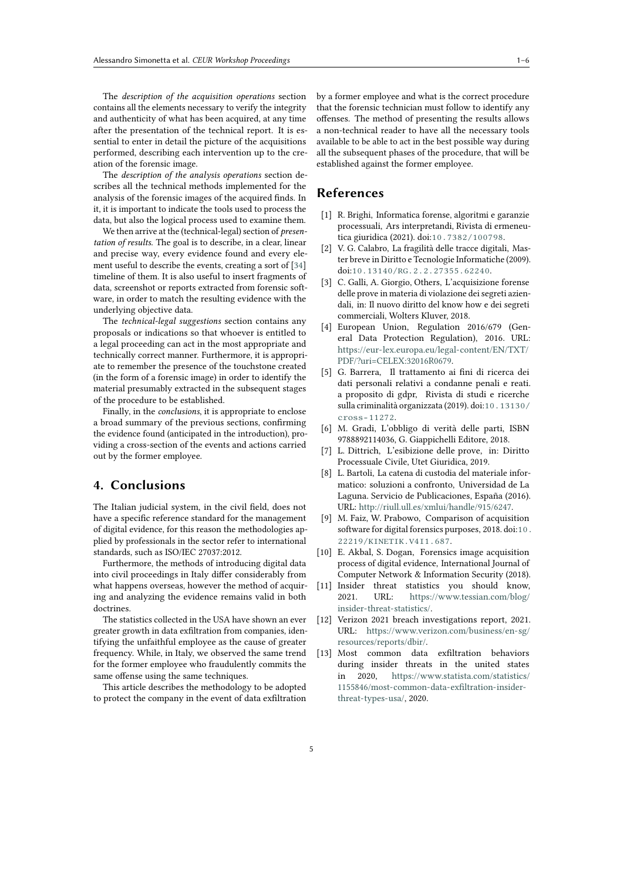The *description of the acquisition operations* section contains all the elements necessary to verify the integrity and authenticity of what has been acquired, at any time after the presentation of the technical report. It is essential to enter in detail the picture of the acquisitions performed, describing each intervention up to the creation of the forensic image.

The *description of the analysis operations* section describes all the technical methods implemented for the analysis of the forensic images of the acquired finds. In it, it is important to indicate the tools used to process the data, but also the logical process used to examine them.

We then arrive at the (technical-legal) section of *presentation of results*. The goal is to describe, in a clear, linear and precise way, every evidence found and every element useful to describe the events, creating a sort of [34] timeline of them. It is also useful to insert fragments of data, screenshot or reports extracted from forensic software, in order to match the resulting evidence with the underlying objective data.

The *technical-legal suggestions* section contains any proposals or indications so that whoever is entitled to a legal proceeding can act in the most appropriate and technically correct manner. Furthermore, it is appropriate to remember the presence of the touchstone created (in the form of a forensic image) in order to identify the material presumably extracted in the subsequent stages of the procedure to be established.

Finally, in the *conclusions*, it is appropriate to enclose a broad summary of the previous sections, confirming the evidence found (anticipated in the introduction), providing a cross-section of the events and actions carried out by the former employee.

## 4. Conclusions

The Italian judicial system, in the civil field, does not have a specific reference standard for the management of digital evidence, for this reason the methodologies applied by professionals in the sector refer to international standards, such as ISO/IEC 27037:2012.

Furthermore, the methods of introducing digital data into civil proceedings in Italy differ considerably from what happens overseas, however the method of acquiring and analyzing the evidence remains valid in both doctrines.

The statistics collected in the USA have shown an ever greater growth in data exfiltration from companies, identifying the unfaithful employee as the cause of greater frequency. While, in Italy, we observed the same trend for the former employee who fraudulently commits the same offense using the same techniques.

This article describes the methodology to be adopted to protect the company in the event of data exfiltration by a former employee and what is the correct procedure that the forensic technician must follow to identify any offenses. The method of presenting the results allows a non-technical reader to have all the necessary tools available to be able to act in the best possible way during all the subsequent phases of the procedure, that will be established against the former employee.

## References

[1] R. Brighi, Informatica forense, algoritmi e garanzie processuali, Ars interpretandi, Rivista di ermeneutica giuridica (2021). doi:10.7382/100798.

[2] V. G. Calabro, La fragilità delle tracce digitali, Master breve in Diritto e Tecnologie Informatiche (2009). doi:10.13140/RG.2.2.27355.62240.

[3] C. Galli, A. Giorgio, Others, L'acquisizione forense delle prove in materia di violazione dei segreti aziendali, in: Il nuovo diritto del know how e dei segreti commerciali, Wolters Kluver, 2018.

[4] European Union, Regulation 2016/679 (General Data Protection Regulation), 2016. URL: https://eur-lex.europa.eu/legal-content/EN/TXT/PDF/?uri=CELEX:32016R0679.

[5] G. Barrera, Il trattamento ai fini di ricerca dei dati personali relativi a condanne penali e reati. a proposito di gdpr, Rivista di studi e ricerche sulla criminalità organizzata (2019). doi:10.13130/cross-11272.

[6] M. Gradi, L'obbligo di verità delle parti, ISBN 9788892114036, G. Giappichelli Editore, 2018.

[7] L. Dittrich, L'esibizione delle prove, in: Diritto Processuale Civile, Utet Giuridica, 2019.

[8] L. Bartoli, La catena di custodia del material informatico: soluzioni a confronto, Universidad de La Laguna. Servicio de Publicaciones, España (2016). URL: http://riull.ull.es/xmlui/handle/915/6247.

[9] M. Faiz, W. Prabowo, Comparison of acquisition software for digital forensics purposes, 2018. doi:10.22219/KINETIK.V4I1.687.

[10] E. Akbal, S. Dogan, Forensics image acquisition process of digital evidence, International Journal of Computer Network & Information Security (2018).

[11] Insider threat statistics you should know, 2021. URL: https://www.tessian.com/blog/insider-threat-statistics/.

[12] Verizon 2021 breach investigations report, 2021. URL: https://www.verizon.com/business/en-sg/resources/reports/dbir/.

[13] Most common data exfiltration behaviors during insider threats in the united states in 2020, https://www.statista.com/statistics/1155846/most-common-data-exfiltration-insider-threat-types-usa/, 2020.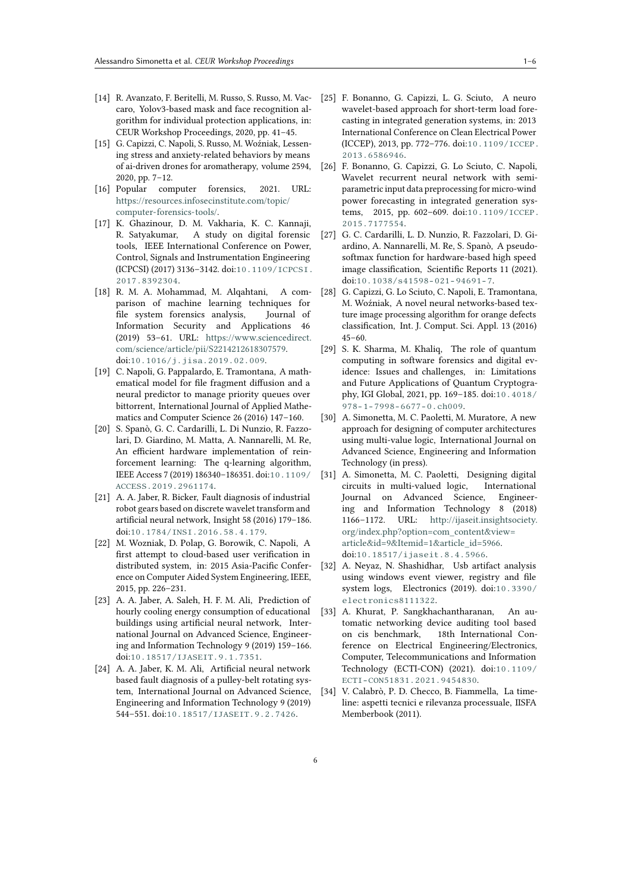[14] R. Avanzato, F. Beritelli, M. Russo, S. Russo, M. Vaccaro, Yolov3-based mask and face recognition algorithm for individual protection applications, in: CEUR Workshop Proceedings, 2020, pp. 41–45.

[15] G. Capizzi, C. Napoli, S. Russo, M. Woźniak, Lessening stress and anxiety-related behaviors by means of ai-driven drones for aromatherapy, volume 2594, 2020, pp. 7–12.

[16] Popular computer forensics, 2021. URL: https://resources.infosecinstitute.com/topic/computer-forensics-tools/.

[17] K. Ghazinour, D. M. Vakharia, K. C. Kannaji, R. Satyakumar, A study on digital forensic tools, IEEE International Conference on Power, Control, Signals and Instrumentation Engineering (ICPCSI) (2017) 3136–3142. doi:10.1109/ICPCSI.2017.8392304.

[18] R. M. A. Mohammad, M. Alqahtani, A comparison of machine learning techniques for file system forensics analysis, Journal of Information Security and Applications 46 (2019) 53–61. URL: https://www.sciencedirect.com/science/article/pii/S2214212618307579. doi:10.1016/j.jisa.2019.02.009.

[19] C. Napoli, G. Pappalardo, E. Tramontana, A mathematical model for file fragment diffusion and a neural predictor to manage priority queues over bittorrent, International Journal of Applied Mathematics and Computer Science 26 (2016) 147–160.

[20] S. Spanò, G. C. Cardarilli, L. Di Nunzio, R. Fazzolari, D. Giardino, M. Matta, A. Nannarelli, M. Re, An efficient hardware implementation of reinforcement learning: The q-learning algorithm, IEEE Access 7 (2019) 186340–186351. doi:10.1109/ACCESS.2019.2961174.

[21] A. A. Jaber, R. Bicker, Fault diagnosis of industrial robot gears based on discrete wavelet transform and artificial neural network, Insight 58 (2016) 179–186. doi:10.1784/INSI.2016.58.4.179.

[22] M. Wozniak, D. Polap, G. Borowik, C. Napoli, A first attempt to cloud-based user verification in distributed system, in: 2015 Asia-Pacific Conference on Computer Aided System Engineering, IEEE, 2015, pp. 226–231.

[23] A. A. Jaber, A. Saleh, H. F. M. Ali, Prediction of hourly cooling energy consumption of educational buildings using artificial neural network, International Journal on Advanced Science, Engineering and Information Technology 9 (2019) 159–166. doi:10.18517/IJASEIT.9.1.7351.

[24] A. A. Jaber, K. M. Ali, Artificial neural network based fault diagnosis of a pulley-belt rotating system, International Journal on Advanced Science, Engineering and Information Technology 9 (2019) 544–551. doi:10.18517/IJASEIT.9.2.7426.

[25] F. Bonanno, G. Capizzi, L. G. Sciuto, A neuro wavelet-based approach for short-term load forecasting in integrated generation systems, in: 2013 International Conference on Clean Electrical Power (ICCEP), 2013, pp. 772–776. doi:10.1109/ICCEP.2013.6586946.

[26] F. Bonanno, G. Capizzi, G. Lo Sciuto, C. Napoli, Wavelet recurrent neural network with semi-parametric input data preprocessing for micro-wind power forecasting in integrated generation systems, 2015, pp. 602–609. doi:10.1109/ICCEP.2015.7177554.

[27] G. C. Cardarilli, L. D. Nunzio, R. Fazzolari, D. Giardino, A. Nannarelli, M. Re, S. Spanò, A pseudo-softmax function for hardware-based high speed image classification, Scientific Reports 11 (2021). doi:10.1038/s41598-021-94691-7.

[28] G. Capizzi, G. Lo Sciuto, C. Napoli, E. Tramontana, M. Woźniak, A novel neural networks-based texture image processing algorithm for orange defects classification, Int. J. Comput. Sci. Appl. 13 (2016) 45–60.

[29] S. K. Sharma, M. Khaliq, The role of quantum computing in software forensics and digital evidence: Issues and challenges, in: Limitations and Future Applications of Quantum Cryptography, IGI Global, 2021, pp. 169–185. doi:10.4018/978-1-7998-6677-0.ch009.

[30] A. Simonetta, M. C. Paoletti, M. Muratore, A new approach for designing of computer architectures using multi-value logic, International Journal on Advanced Science, Engineering and Information Technology (in press).

[31] A. Simonetta, M. C. Paoletti, Designing digital circuits in multi-valued logic, International Journal on Advanced Science, Engineering and Information Technology 8 (2018) 1166–1172. URL: http://ijaseit.insightsociety.org/index.php?option=com_content&view=article&id=9&Itemid=1&article_id=5966. doi:10.18517/ijaseit.8.4.5966.

[32] A. Neyaz, N. Shashidhar, Usb artifact analysis using windows event viewer, registry and file system logs, Electronics (2019). doi:10.3390/electronics8111322.

[33] A. Khurat, P. Sangkhachantharanan, An automatic networking device auditing tool based on cis benchmark, 18th International Conference on Electrical Engineering/Electronics, Computer, Telecommunications and Information Technology (ECTI-CON) (2021). doi:10.1109/ECTI-CON51831.2021.9454830.

[34] V. Calabrò, P. D. Checco, B. Fiammella, La timeline: aspetti tecnici e rilevanza processuale, IISFA Memberbook (2011).